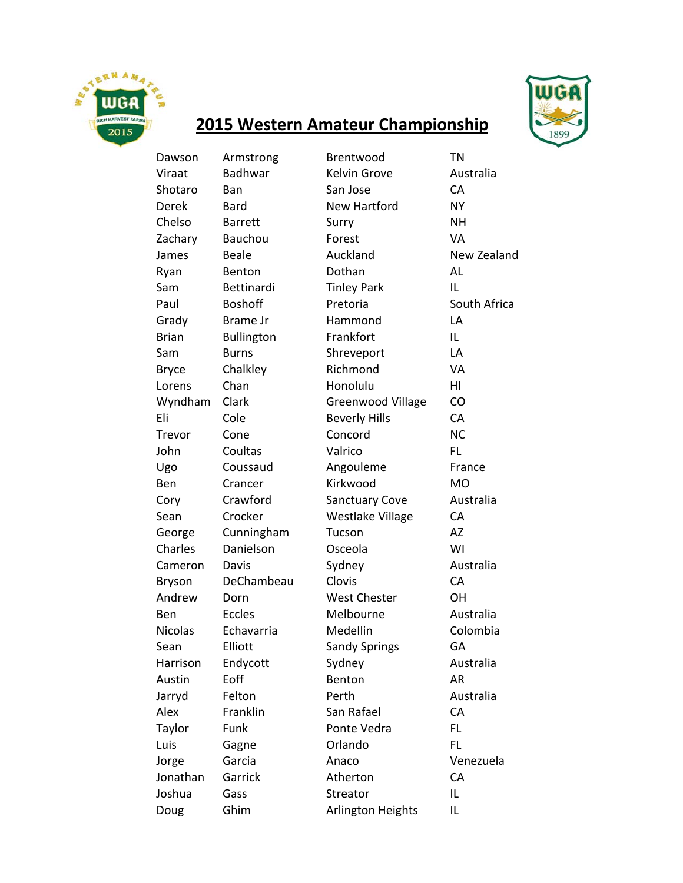# 2015 Western Amateur Championship

| | | | |
|---|---|---|---|
| Dawson | Armstrong | Brentwood | TN |
| Viraat | Badhwar | Kelvin Grove | Australia |
| Shotaro | Ban | San Jose | CA |
| Derek | Bard | New Hartford | NY |
| Chelso | Barrett | Surry | NH |
| Zachary | Bauchou | Forest | VA |
| James | Beale | Auckland | New Zealand |
| Ryan | Benton | Dothan | AL |
| Sam | Bettinardi | Tinley Park | IL |
| Paul | Boshoff | Pretoria | South Africa |
| Grady | Brame Jr | Hammond | LA |
| Brian | Bullington | Frankfort | IL |
| Sam | Burns | Shreveport | LA |
| Bryce | Chalkley | Richmond | VA |
| Lorens | Chan | Honolulu | HI |
| Wyndham | Clark | Greenwood Village | CO |
| Eli | Cole | Beverly Hills | CA |
| Trevor | Cone | Concord | NC |
| John | Coultas | Valrico | FL |
| Ugo | Coussaud | Angouleme | France |
| Ben | Crancer | Kirkwood | MO |
| Cory | Crawford | Sanctuary Cove | Australia |
| Sean | Crocker | Westlake Village | CA |
| George | Cunningham | Tucson | AZ |
| Charles | Danielson | Osceola | WI |
| Cameron | Davis | Sydney | Australia |
| Bryson | DeChambeau | Clovis | CA |
| Andrew | Dorn | West Chester | OH |
| Ben | Eccles | Melbourne | Australia |
| Nicolas | Echavarria | Medellin | Colombia |
| Sean | Elliott | Sandy Springs | GA |
| Harrison | Endycott | Sydney | Australia |
| Austin | Eoff | Benton | AR |
| Jarryd | Felton | Perth | Australia |
| Alex | Franklin | San Rafael | CA |
| Taylor | Funk | Ponte Vedra | FL |
| Luis | Gagne | Orlando | FL |
| Jorge | Garcia | Anaco | Venezuela |
| Jonathan | Garrick | Atherton | CA |
| Joshua | Gass | Streator | IL |
| Doug | Ghim | Arlington Heights | IL |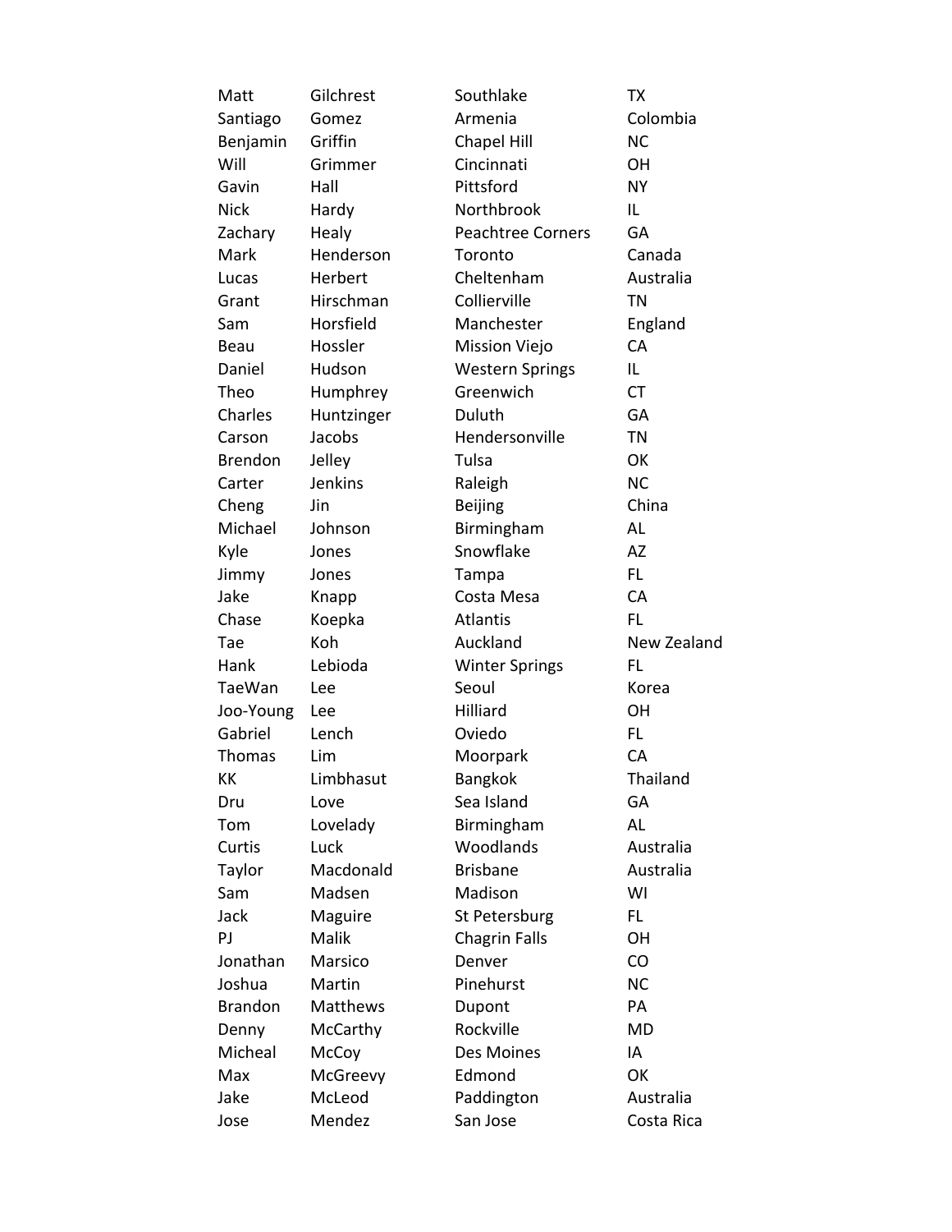| | | | |
|---|---|---|---|
| Matt | Gilchrest | Southlake | TX |
| Santiago | Gomez | Armenia | Colombia |
| Benjamin | Griffin | Chapel Hill | NC |
| Will | Grimmer | Cincinnati | OH |
| Gavin | Hall | Pittsford | NY |
| Nick | Hardy | Northbrook | IL |
| Zachary | Healy | Peachtree Corners | GA |
| Mark | Henderson | Toronto | Canada |
| Lucas | Herbert | Cheltenham | Australia |
| Grant | Hirschman | Collierville | TN |
| Sam | Horsfield | Manchester | England |
| Beau | Hossler | Mission Viejo | CA |
| Daniel | Hudson | Western Springs | IL |
| Theo | Humphrey | Greenwich | CT |
| Charles | Huntzinger | Duluth | GA |
| Carson | Jacobs | Hendersonville | TN |
| Brendon | Jelley | Tulsa | OK |
| Carter | Jenkins | Raleigh | NC |
| Cheng | Jin | Beijing | China |
| Michael | Johnson | Birmingham | AL |
| Kyle | Jones | Snowflake | AZ |
| Jimmy | Jones | Tampa | FL |
| Jake | Knapp | Costa Mesa | CA |
| Chase | Koepka | Atlantis | FL |
| Tae | Koh | Auckland | New Zealand |
| Hank | Lebioda | Winter Springs | FL |
| TaeWan | Lee | Seoul | Korea |
| Joo-Young | Lee | Hilliard | OH |
| Gabriel | Lench | Oviedo | FL |
| Thomas | Lim | Moorpark | CA |
| KK | Limbhasut | Bangkok | Thailand |
| Dru | Love | Sea Island | GA |
| Tom | Lovelady | Birmingham | AL |
| Curtis | Luck | Woodlands | Australia |
| Taylor | Macdonald | Brisbane | Australia |
| Sam | Madsen | Madison | WI |
| Jack | Maguire | St Petersburg | FL |
| PJ | Malik | Chagrin Falls | OH |
| Jonathan | Marsico | Denver | CO |
| Joshua | Martin | Pinehurst | NC |
| Brandon | Matthews | Dupont | PA |
| Denny | McCarthy | Rockville | MD |
| Micheal | McCoy | Des Moines | IA |
| Max | McGreevy | Edmond | OK |
| Jake | McLeod | Paddington | Australia |
| Jose | Mendez | San Jose | Costa Rica |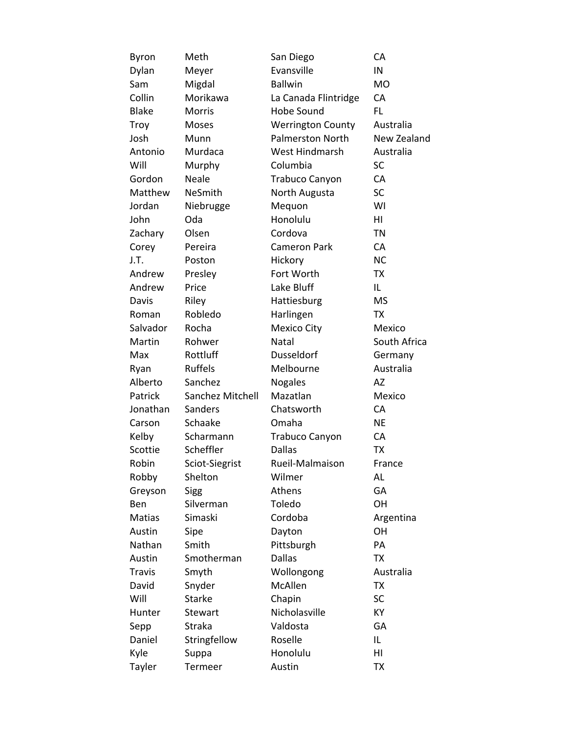| | | | |
|---|---|---|---|
| Byron | Meth | San Diego | CA |
| Dylan | Meyer | Evansville | IN |
| Sam | Migdal | Ballwin | MO |
| Collin | Morikawa | La Canada Flintridge | CA |
| Blake | Morris | Hobe Sound | FL |
| Troy | Moses | Werrington County | Australia |
| Josh | Munn | Palmerston North | New Zealand |
| Antonio | Murdaca | West Hindmarsh | Australia |
| Will | Murphy | Columbia | SC |
| Gordon | Neale | Trabuco Canyon | CA |
| Matthew | NeSmith | North Augusta | SC |
| Jordan | Niebrugge | Mequon | WI |
| John | Oda | Honolulu | HI |
| Zachary | Olsen | Cordova | TN |
| Corey | Pereira | Cameron Park | CA |
| J.T. | Poston | Hickory | NC |
| Andrew | Presley | Fort Worth | TX |
| Andrew | Price | Lake Bluff | IL |
| Davis | Riley | Hattiesburg | MS |
| Roman | Robledo | Harlingen | TX |
| Salvador | Rocha | Mexico City | Mexico |
| Martin | Rohwer | Natal | South Africa |
| Max | Rottluff | Dusseldorf | Germany |
| Ryan | Ruffels | Melbourne | Australia |
| Alberto | Sanchez | Nogales | AZ |
| Patrick | Sanchez Mitchell | Mazatlan | Mexico |
| Jonathan | Sanders | Chatsworth | CA |
| Carson | Schaake | Omaha | NE |
| Kelby | Scharmann | Trabuco Canyon | CA |
| Scottie | Scheffler | Dallas | TX |
| Robin | Sciot-Siegrist | Rueil-Malmaison | France |
| Robby | Shelton | Wilmer | AL |
| Greyson | Sigg | Athens | GA |
| Ben | Silverman | Toledo | OH |
| Matias | Simaski | Cordoba | Argentina |
| Austin | Sipe | Dayton | OH |
| Nathan | Smith | Pittsburgh | PA |
| Austin | Smotherman | Dallas | TX |
| Travis | Smyth | Wollongong | Australia |
| David | Snyder | McAllen | TX |
| Will | Starke | Chapin | SC |
| Hunter | Stewart | Nicholasville | KY |
| Sepp | Straka | Valdosta | GA |
| Daniel | Stringfellow | Roselle | IL |
| Kyle | Suppa | Honolulu | HI |
| Tayler | Termeer | Austin | TX |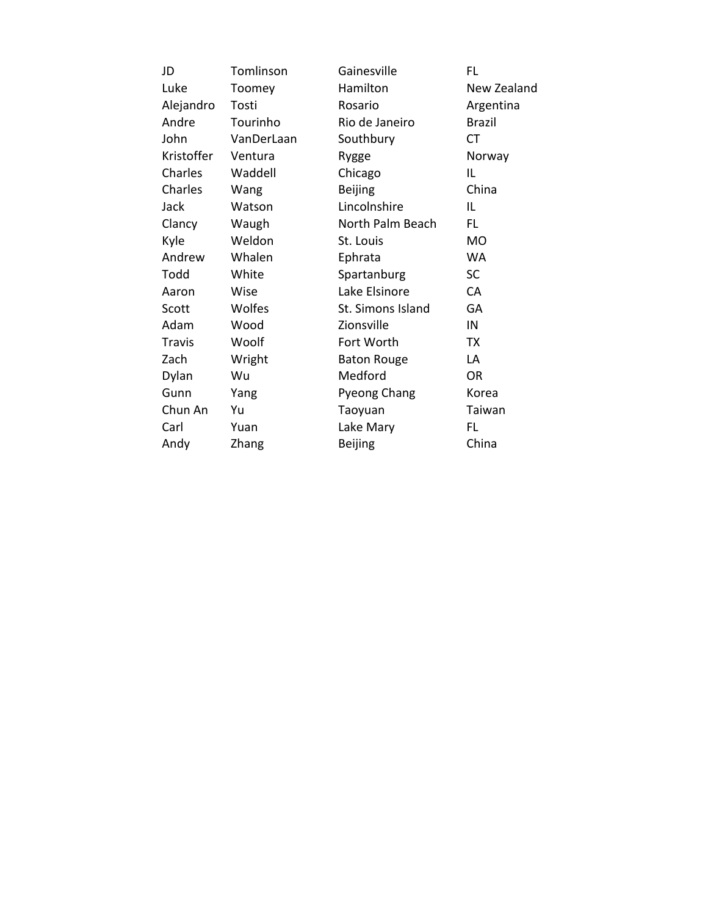| | | | |
|---|---|---|---|
| JD | Tomlinson | Gainesville | FL |
| Luke | Toomey | Hamilton | New Zealand |
| Alejandro | Tosti | Rosario | Argentina |
| Andre | Tourinho | Rio de Janeiro | Brazil |
| John | VanDerLaan | Southbury | CT |
| Kristoffer | Ventura | Rygge | Norway |
| Charles | Waddell | Chicago | IL |
| Charles | Wang | Beijing | China |
| Jack | Watson | Lincolnshire | IL |
| Clancy | Waugh | North Palm Beach | FL |
| Kyle | Weldon | St. Louis | MO |
| Andrew | Whalen | Ephrata | WA |
| Todd | White | Spartanburg | SC |
| Aaron | Wise | Lake Elsinore | CA |
| Scott | Wolfes | St. Simons Island | GA |
| Adam | Wood | Zionsville | IN |
| Travis | Woolf | Fort Worth | TX |
| Zach | Wright | Baton Rouge | LA |
| Dylan | Wu | Medford | OR |
| Gunn | Yang | Pyeong Chang | Korea |
| Chun An | Yu | Taoyuan | Taiwan |
| Carl | Yuan | Lake Mary | FL |
| Andy | Zhang | Beijing | China |